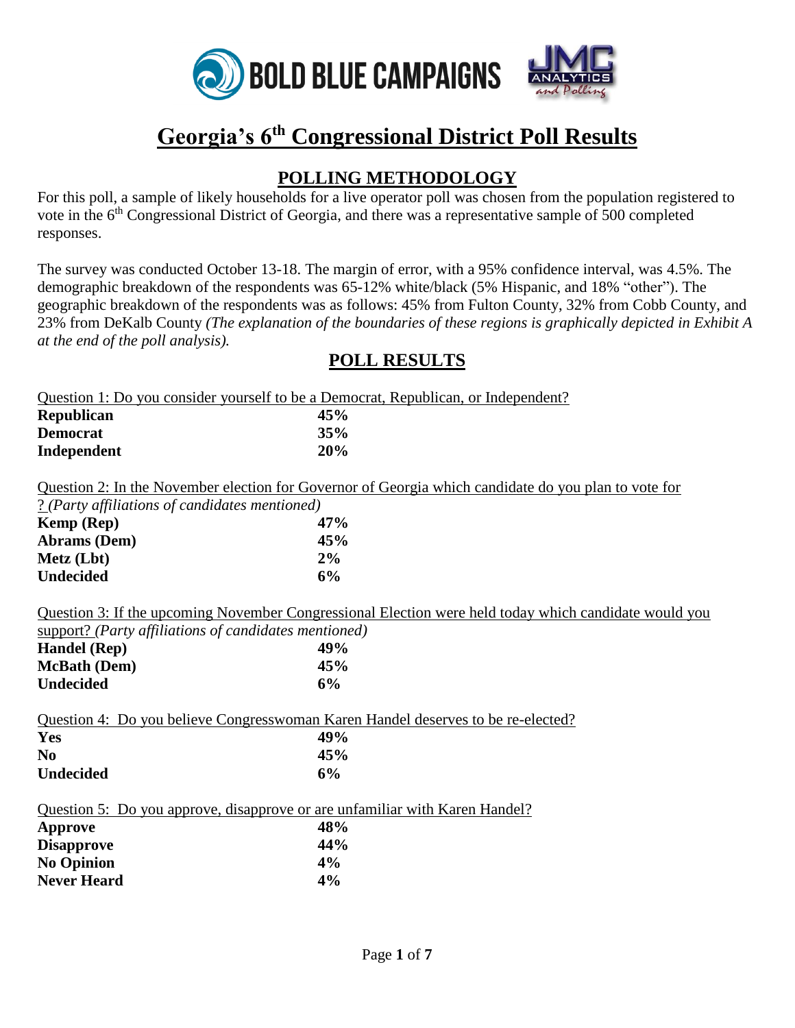BOLD BLUE CAMPAIGNS

JMC ANALYTICS and Polling

# Georgia's 6th Congressional District Poll Results

## POLLING METHODOLOGY

For this poll, a sample of likely households for a live operator poll was chosen from the population registered to vote in the 6th Congressional District of Georgia, and there was a representative sample of 500 completed responses.

The survey was conducted October 13-18. The margin of error, with a 95% confidence interval, was 4.5%. The demographic breakdown of the respondents was 65-12% white/black (5% Hispanic, and 18% "other"). The geographic breakdown of the respondents was as follows: 45% from Fulton County, 32% from Cobb County, and 23% from DeKalb County *(The explanation of the boundaries of these regions is graphically depicted in Exhibit A at the end of the poll analysis).*

## POLL RESULTS

Question 1: Do you consider yourself to be a Democrat, Republican, or Independent?

| | |
|---|---|
| **Republican** | **45%** |
| **Democrat** | **35%** |
| **Independent** | **20%** |

Question 2: In the November election for Governor of Georgia which candidate do you plan to vote for ? *(Party affiliations of candidates mentioned)*

| | |
|---|---|
| **Kemp (Rep)** | **47%** |
| **Abrams (Dem)** | **45%** |
| **Metz (Lbt)** | **2%** |
| **Undecided** | **6%** |

Question 3: If the upcoming November Congressional Election were held today which candidate would you support? *(Party affiliations of candidates mentioned)*

| | |
|---|---|
| **Handel (Rep)** | **49%** |
| **McBath (Dem)** | **45%** |
| **Undecided** | **6%** |

Question 4: Do you believe Congresswoman Karen Handel deserves to be re-elected?

| | |
|---|---|
| **Yes** | **49%** |
| **No** | **45%** |
| **Undecided** | **6%** |

Question 5: Do you approve, disapprove or are unfamiliar with Karen Handel?

| | |
|---|---|
| **Approve** | **48%** |
| **Disapprove** | **44%** |
| **No Opinion** | **4%** |
| **Never Heard** | **4%** |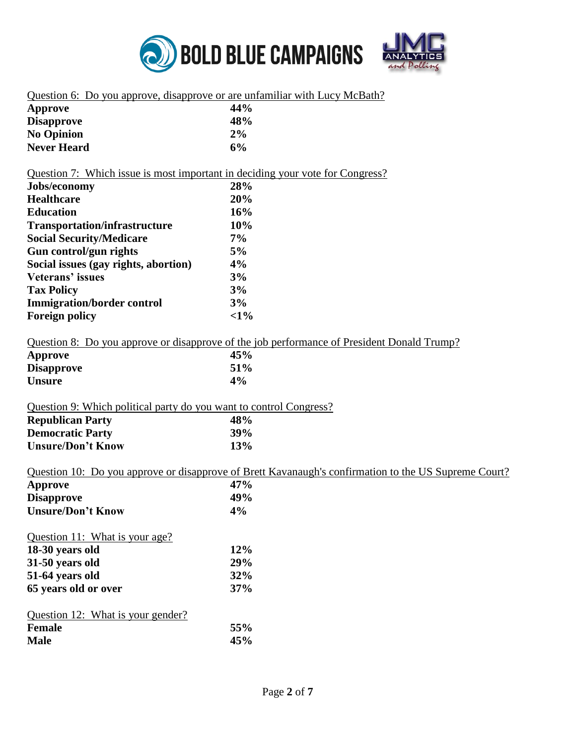Question 6: Do you approve, disapprove or are unfamiliar with Lucy McBath?

| | |
|---|---|
| **Approve** | **44%** |
| **Disapprove** | **48%** |
| **No Opinion** | **2%** |
| **Never Heard** | **6%** |

Question 7: Which issue is most important in deciding your vote for Congress?

| | |
|---|---|
| **Jobs/economy** | **28%** |
| **Healthcare** | **20%** |
| **Education** | **16%** |
| **Transportation/infrastructure** | **10%** |
| **Social Security/Medicare** | **7%** |
| **Gun control/gun rights** | **5%** |
| **Social issues (gay rights, abortion)** | **4%** |
| **Veterans' issues** | **3%** |
| **Tax Policy** | **3%** |
| **Immigration/border control** | **3%** |
| **Foreign policy** | **<1%** |

Question 8: Do you approve or disapprove of the job performance of President Donald Trump?

| | |
|---|---|
| **Approve** | **45%** |
| **Disapprove** | **51%** |
| **Unsure** | **4%** |

Question 9: Which political party do you want to control Congress?

| | |
|---|---|
| **Republican Party** | **48%** |
| **Democratic Party** | **39%** |
| **Unsure/Don't Know** | **13%** |

Question 10: Do you approve or disapprove of Brett Kavanaugh's confirmation to the US Supreme Court?

| | |
|---|---|
| **Approve** | **47%** |
| **Disapprove** | **49%** |
| **Unsure/Don't Know** | **4%** |

Question 11: What is your age?

| | |
|---|---|
| **18-30 years old** | **12%** |
| **31-50 years old** | **29%** |
| **51-64 years old** | **32%** |
| **65 years old or over** | **37%** |

Question 12: What is your gender?

| | |
|---|---|
| **Female** | **55%** |
| **Male** | **45%** |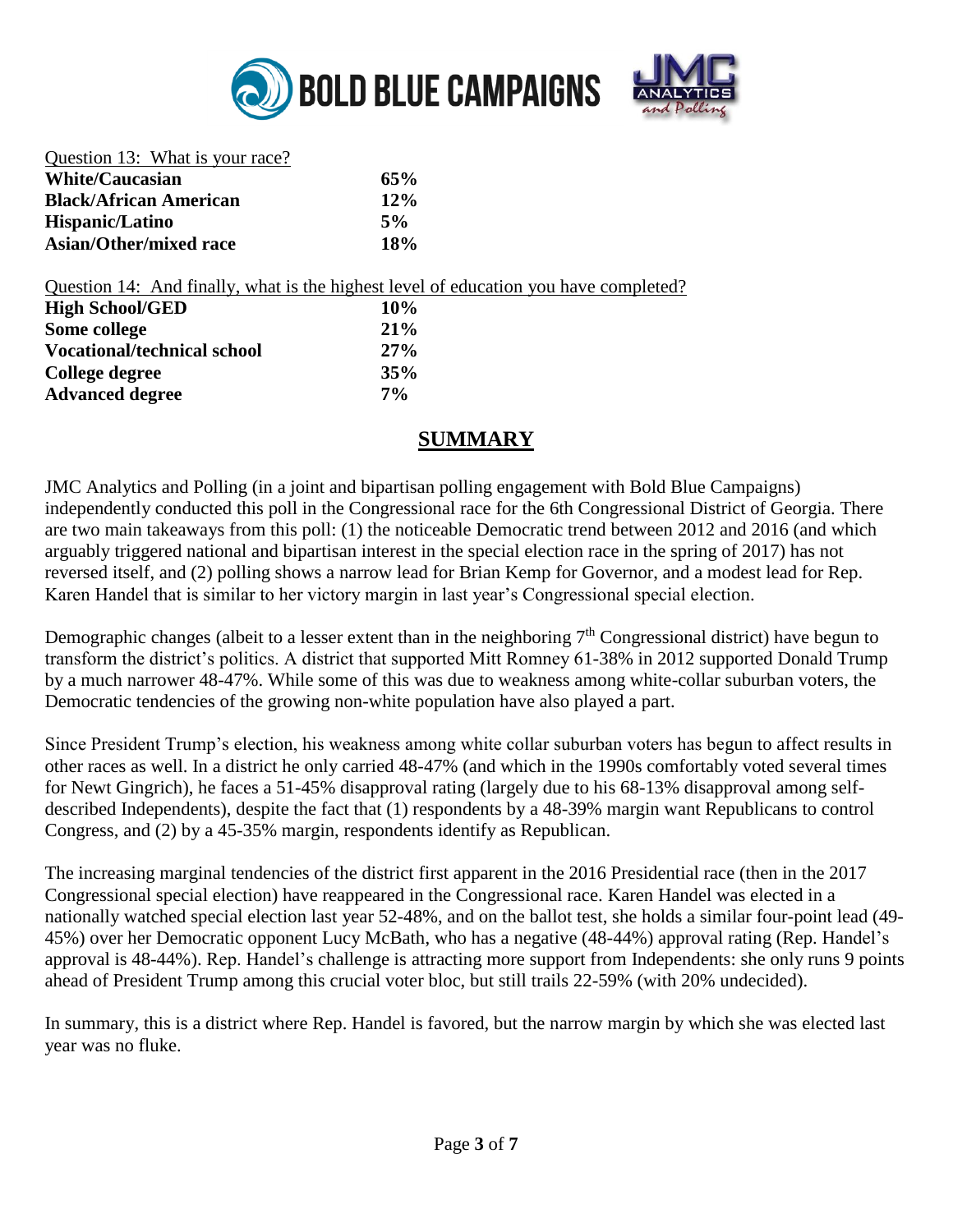Question 13: What is your race?

| | |
|---|---|
| **White/Caucasian** | **65%** |
| **Black/African American** | **12%** |
| **Hispanic/Latino** | **5%** |
| **Asian/Other/mixed race** | **18%** |

Question 14: And finally, what is the highest level of education you have completed?

| | |
|---|---|
| **High School/GED** | **10%** |
| **Some college** | **21%** |
| **Vocational/technical school** | **27%** |
| **College degree** | **35%** |
| **Advanced degree** | **7%** |

## SUMMARY

JMC Analytics and Polling (in a joint and bipartisan polling engagement with Bold Blue Campaigns) independently conducted this poll in the Congressional race for the 6th Congressional District of Georgia. There are two main takeaways from this poll: (1) the noticeable Democratic trend between 2012 and 2016 (and which arguably triggered national and bipartisan interest in the special election race in the spring of 2017) has not reversed itself, and (2) polling shows a narrow lead for Brian Kemp for Governor, and a modest lead for Rep. Karen Handel that is similar to her victory margin in last year's Congressional special election.

Demographic changes (albeit to a lesser extent than in the neighboring 7th Congressional district) have begun to transform the district's politics. A district that supported Mitt Romney 61-38% in 2012 supported Donald Trump by a much narrower 48-47%. While some of this was due to weakness among white-collar suburban voters, the Democratic tendencies of the growing non-white population have also played a part.

Since President Trump's election, his weakness among white collar suburban voters has begun to affect results in other races as well. In a district he only carried 48-47% (and which in the 1990s comfortably voted several times for Newt Gingrich), he faces a 51-45% disapproval rating (largely due to his 68-13% disapproval among self-described Independents), despite the fact that (1) respondents by a 48-39% margin want Republicans to control Congress, and (2) by a 45-35% margin, respondents identify as Republican.

The increasing marginal tendencies of the district first apparent in the 2016 Presidential race (then in the 2017 Congressional special election) have reappeared in the Congressional race. Karen Handel was elected in a nationally watched special election last year 52-48%, and on the ballot test, she holds a similar four-point lead (49-45%) over her Democratic opponent Lucy McBath, who has a negative (48-44%) approval rating (Rep. Handel's approval is 48-44%). Rep. Handel's challenge is attracting more support from Independents: she only runs 9 points ahead of President Trump among this crucial voter bloc, but still trails 22-59% (with 20% undecided).

In summary, this is a district where Rep. Handel is favored, but the narrow margin by which she was elected last year was no fluke.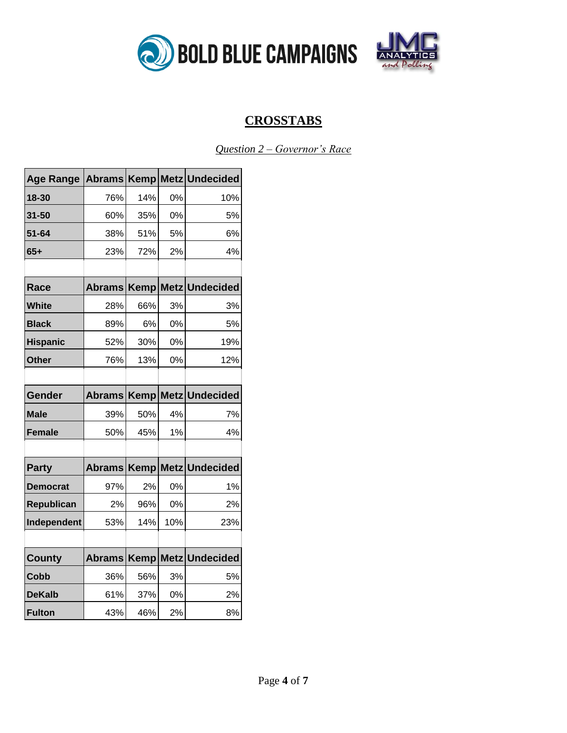BOLD BLUE CAMPAIGNS JMC ANALYTICS and Polling

## CROSSTABS

*Question 2 – Governor's Race*

| Age Range | Abrams | Kemp | Metz | Undecided |
|---|---|---|---|---|
| 18-30 | 76% | 14% | 0% | 10% |
| 31-50 | 60% | 35% | 0% | 5% |
| 51-64 | 38% | 51% | 5% | 6% |
| 65+ | 23% | 72% | 2% | 4% |

| Race | Abrams | Kemp | Metz | Undecided |
|---|---|---|---|---|
| White | 28% | 66% | 3% | 3% |
| Black | 89% | 6% | 0% | 5% |
| Hispanic | 52% | 30% | 0% | 19% |
| Other | 76% | 13% | 0% | 12% |

| Gender | Abrams | Kemp | Metz | Undecided |
|---|---|---|---|---|
| Male | 39% | 50% | 4% | 7% |
| Female | 50% | 45% | 1% | 4% |

| Party | Abrams | Kemp | Metz | Undecided |
|---|---|---|---|---|
| Democrat | 97% | 2% | 0% | 1% |
| Republican | 2% | 96% | 0% | 2% |
| Independent | 53% | 14% | 10% | 23% |

| County | Abrams | Kemp | Metz | Undecided |
|---|---|---|---|---|
| Cobb | 36% | 56% | 3% | 5% |
| DeKalb | 61% | 37% | 0% | 2% |
| Fulton | 43% | 46% | 2% | 8% |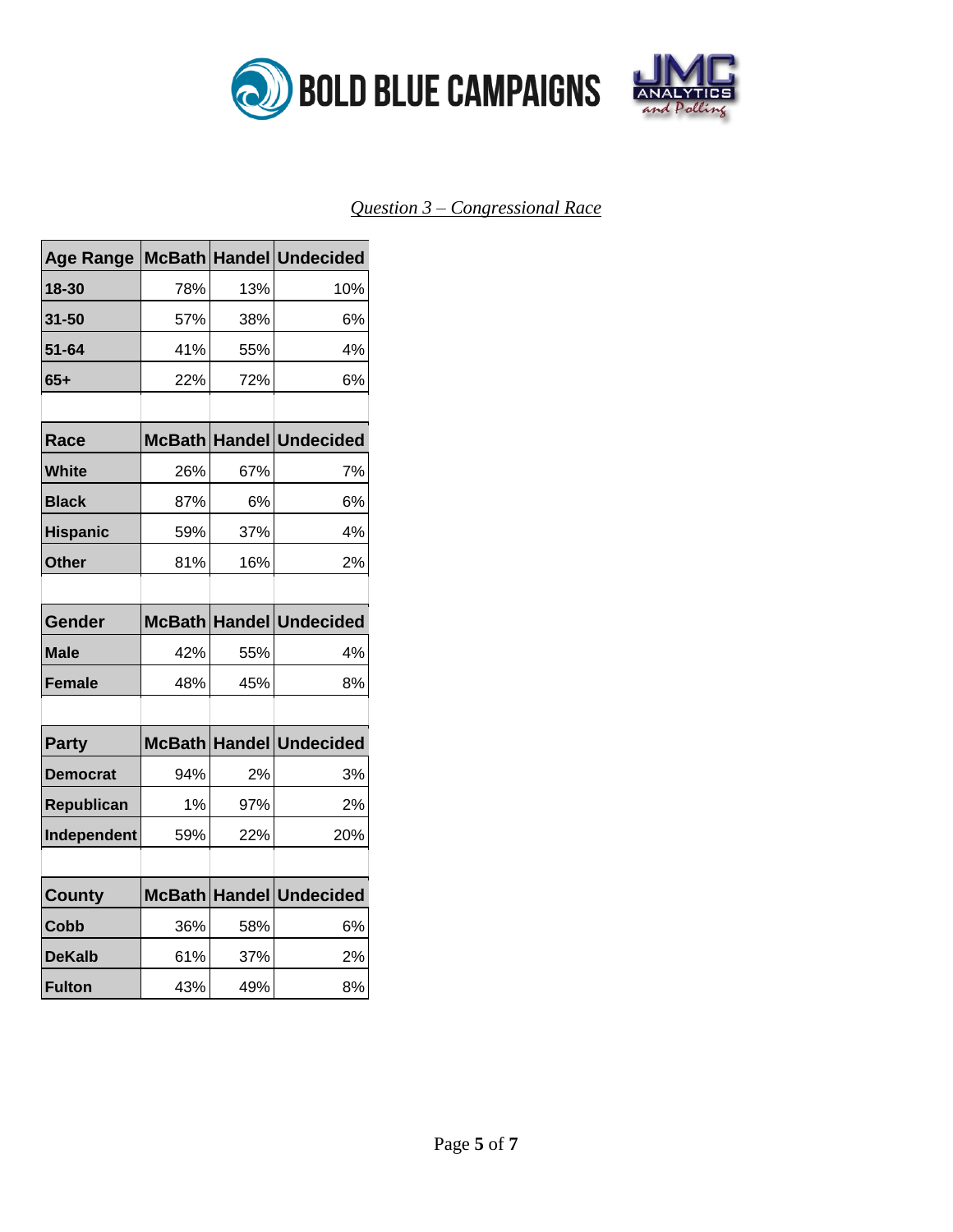*Question 3 – Congressional Race*

| Age Range | McBath | Handel | Undecided |
|---|---|---|---|
| 18-30 | 78% | 13% | 10% |
| 31-50 | 57% | 38% | 6% |
| 51-64 | 41% | 55% | 4% |
| 65+ | 22% | 72% | 6% |

| Race | McBath | Handel | Undecided |
|---|---|---|---|
| White | 26% | 67% | 7% |
| Black | 87% | 6% | 6% |
| Hispanic | 59% | 37% | 4% |
| Other | 81% | 16% | 2% |

| Gender | McBath | Handel | Undecided |
|---|---|---|---|
| Male | 42% | 55% | 4% |
| Female | 48% | 45% | 8% |

| Party | McBath | Handel | Undecided |
|---|---|---|---|
| Democrat | 94% | 2% | 3% |
| Republican | 1% | 97% | 2% |
| Independent | 59% | 22% | 20% |

| County | McBath | Handel | Undecided |
|---|---|---|---|
| Cobb | 36% | 58% | 6% |
| DeKalb | 61% | 37% | 2% |
| Fulton | 43% | 49% | 8% |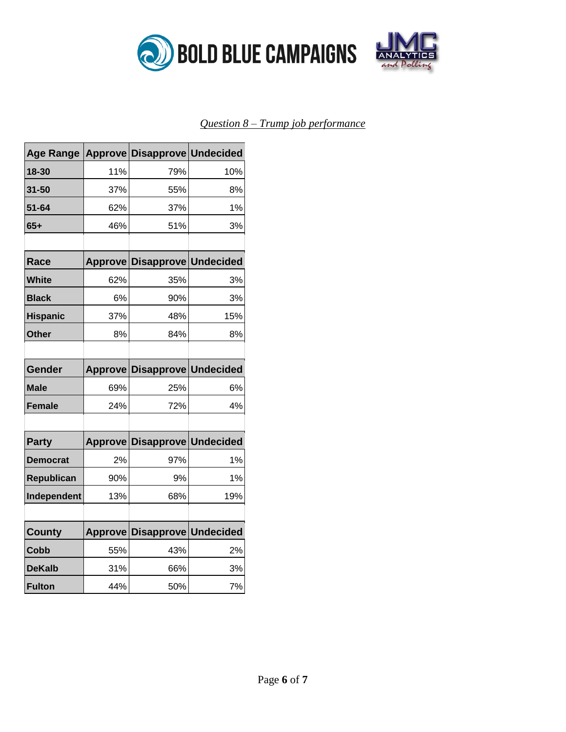*Question 8 – Trump job performance*

| Age Range | Approve | Disapprove | Undecided |
|---|---|---|---|
| 18-30 | 11% | 79% | 10% |
| 31-50 | 37% | 55% | 8% |
| 51-64 | 62% | 37% | 1% |
| 65+ | 46% | 51% | 3% |

| Race | Approve | Disapprove | Undecided |
|---|---|---|---|
| White | 62% | 35% | 3% |
| Black | 6% | 90% | 3% |
| Hispanic | 37% | 48% | 15% |
| Other | 8% | 84% | 8% |

| Gender | Approve | Disapprove | Undecided |
|---|---|---|---|
| Male | 69% | 25% | 6% |
| Female | 24% | 72% | 4% |

| Party | Approve | Disapprove | Undecided |
|---|---|---|---|
| Democrat | 2% | 97% | 1% |
| Republican | 90% | 9% | 1% |
| Independent | 13% | 68% | 19% |

| County | Approve | Disapprove | Undecided |
|---|---|---|---|
| Cobb | 55% | 43% | 2% |
| DeKalb | 31% | 66% | 3% |
| Fulton | 44% | 50% | 7% |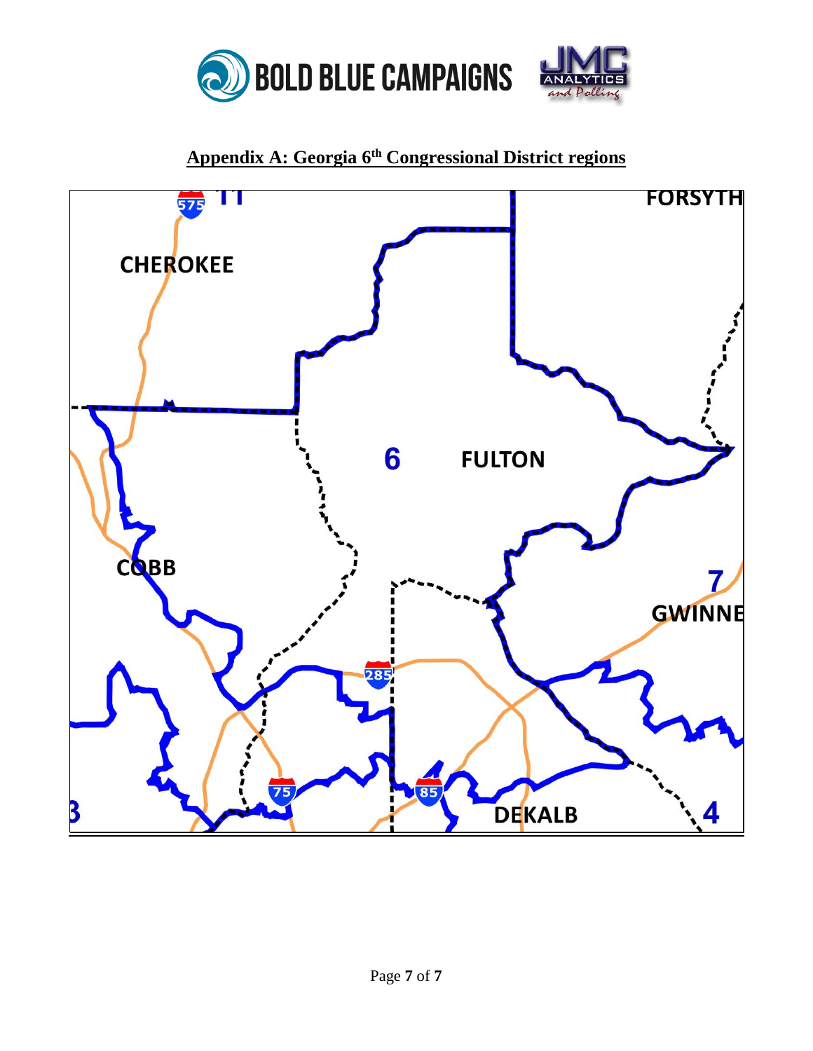## Appendix A: Georgia 6th Congressional District regions

11

FORSYTH

575

CHEROKEE

6

FULTON

COBB

7

GWINNE

285

75

85

3

DEKALB

4